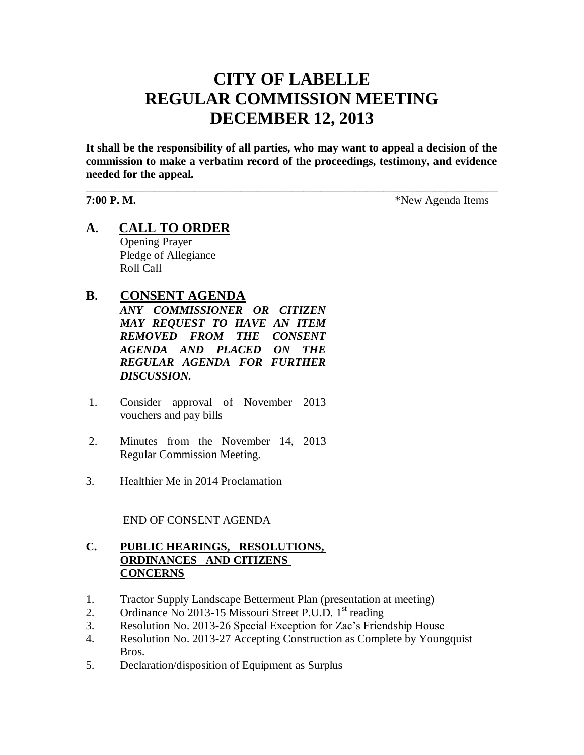# CITY OF LABELLE
# REGULAR COMMISSION MEETING
# DECEMBER 12, 2013

**It shall be the responsibility of all parties, who may want to appeal a decision of the commission to make a verbatim record of the proceedings, testimony, and evidence needed for the appeal.**

---

**7:00 P. M.** *New Agenda Items

## A. CALL TO ORDER

Opening Prayer
Pledge of Allegiance
Roll Call

## B. CONSENT AGENDA

***ANY COMMISSIONER OR CITIZEN MAY REQUEST TO HAVE AN ITEM REMOVED FROM THE CONSENT AGENDA AND PLACED ON THE REGULAR AGENDA FOR FURTHER DISCUSSION.***

1. Consider approval of November 2013 vouchers and pay bills
2. Minutes from the November 14, 2013 Regular Commission Meeting.
3. Healthier Me in 2014 Proclamation

END OF CONSENT AGENDA

## C. PUBLIC HEARINGS, RESOLUTIONS, ORDINANCES AND CITIZENS CONCERNS

1. Tractor Supply Landscape Betterment Plan (presentation at meeting)
2. Ordinance No 2013-15 Missouri Street P.U.D. 1st reading
3. Resolution No. 2013-26 Special Exception for Zac's Friendship House
4. Resolution No. 2013-27 Accepting Construction as Complete by Youngquist Bros.
5. Declaration/disposition of Equipment as Surplus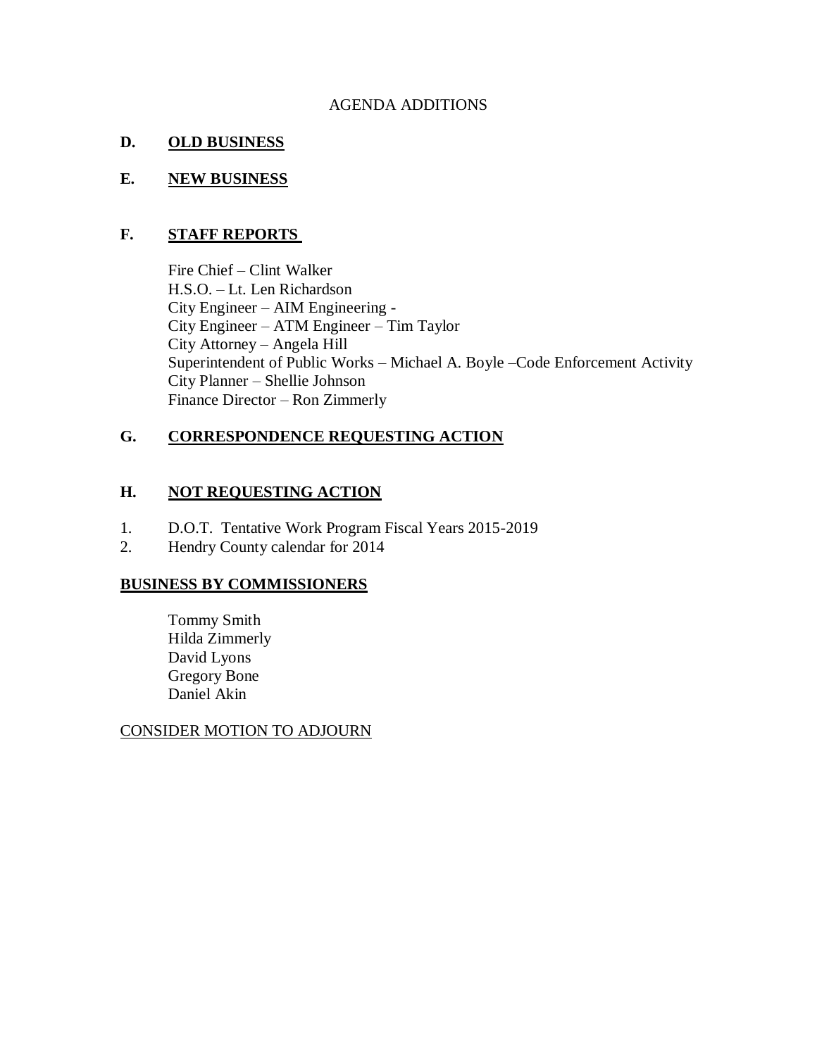AGENDA ADDITIONS

**D. <u>OLD BUSINESS</u>**

**E. <u>NEW BUSINESS</u>**

**F. <u>STAFF REPORTS</u>**

Fire Chief – Clint Walker
H.S.O. – Lt. Len Richardson
City Engineer – AIM Engineering -
City Engineer – ATM Engineer – Tim Taylor
City Attorney – Angela Hill
Superintendent of Public Works – Michael A. Boyle –Code Enforcement Activity
City Planner – Shellie Johnson
Finance Director – Ron Zimmerly

**G. <u>CORRESPONDENCE REQUESTING ACTION</u>**

**H. <u>NOT REQUESTING ACTION</u>**

1. D.O.T. Tentative Work Program Fiscal Years 2015-2019
2. Hendry County calendar for 2014

**<u>BUSINESS BY COMMISSIONERS</u>**

Tommy Smith
Hilda Zimmerly
David Lyons
Gregory Bone
Daniel Akin

<u>CONSIDER MOTION TO ADJOURN</u>